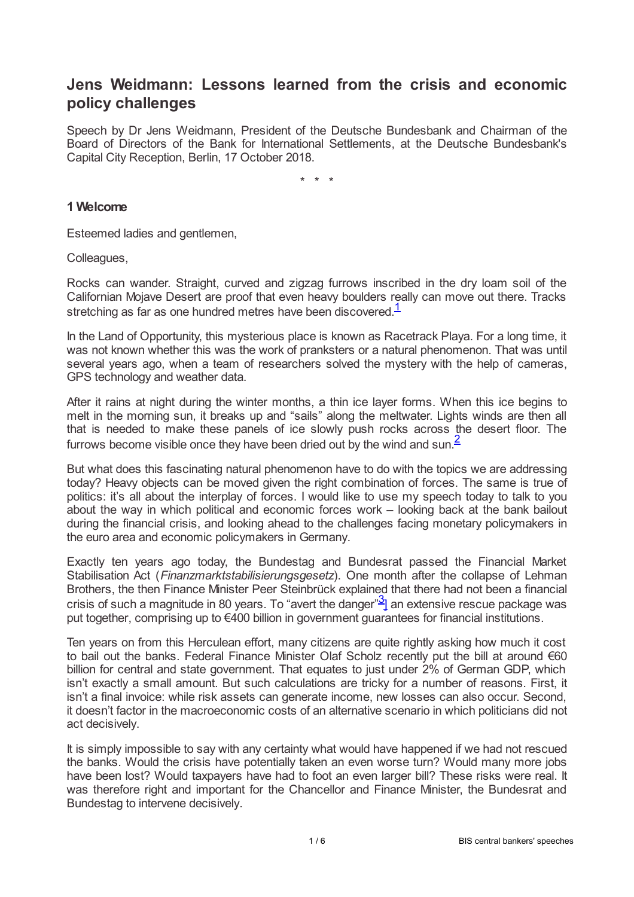# Jens Weidmann: Lessons learned from the crisis and economic policy challenges

Speech by Dr Jens Weidmann, President of the Deutsche Bundesbank and Chairman of the Board of Directors of the Bank for International Settlements, at the Deutsche Bundesbank's Capital City Reception, Berlin, 17 October 2018.

\* \* \*

## 1 Welcome

Esteemed ladies and gentlemen,

Colleagues,

Rocks can wander. Straight, curved and zigzag furrows inscribed in the dry loam soil of the Californian Mojave Desert are proof that even heavy boulders really can move out there. Tracks stretching as far as one hundred metres have been discovered.[1]

In the Land of Opportunity, this mysterious place is known as Racetrack Playa. For a long time, it was not known whether this was the work of pranksters or a natural phenomenon. That was until several years ago, when a team of researchers solved the mystery with the help of cameras, GPS technology and weather data.

After it rains at night during the winter months, a thin ice layer forms. When this ice begins to melt in the morning sun, it breaks up and "sails" along the meltwater. Lights winds are then all that is needed to make these panels of ice slowly push rocks across the desert floor. The furrows become visible once they have been dried out by the wind and sun.[2]

But what does this fascinating natural phenomenon have to do with the topics we are addressing today? Heavy objects can be moved given the right combination of forces. The same is true of politics: it's all about the interplay of forces. I would like to use my speech today to talk to you about the way in which political and economic forces work – looking back at the bank bailout during the financial crisis, and looking ahead to the challenges facing monetary policymakers in the euro area and economic policymakers in Germany.

Exactly ten years ago today, the Bundestag and Bundesrat passed the Financial Market Stabilisation Act (*Finanzmarktstabilisierungsgesetz*). One month after the collapse of Lehman Brothers, the then Finance Minister Peer Steinbrück explained that there had not been a financial crisis of such a magnitude in 80 years. To "avert the danger"[3] an extensive rescue package was put together, comprising up to €400 billion in government guarantees for financial institutions.

Ten years on from this Herculean effort, many citizens are quite rightly asking how much it cost to bail out the banks. Federal Finance Minister Olaf Scholz recently put the bill at around €60 billion for central and state government. That equates to just under 2% of German GDP, which isn't exactly a small amount. But such calculations are tricky for a number of reasons. First, it isn't a final invoice: while risk assets can generate income, new losses can also occur. Second, it doesn't factor in the macroeconomic costs of an alternative scenario in which politicians did not act decisively.

It is simply impossible to say with any certainty what would have happened if we had not rescued the banks. Would the crisis have potentially taken an even worse turn? Would many more jobs have been lost? Would taxpayers have had to foot an even larger bill? These risks were real. It was therefore right and important for the Chancellor and Finance Minister, the Bundesrat and Bundestag to intervene decisively.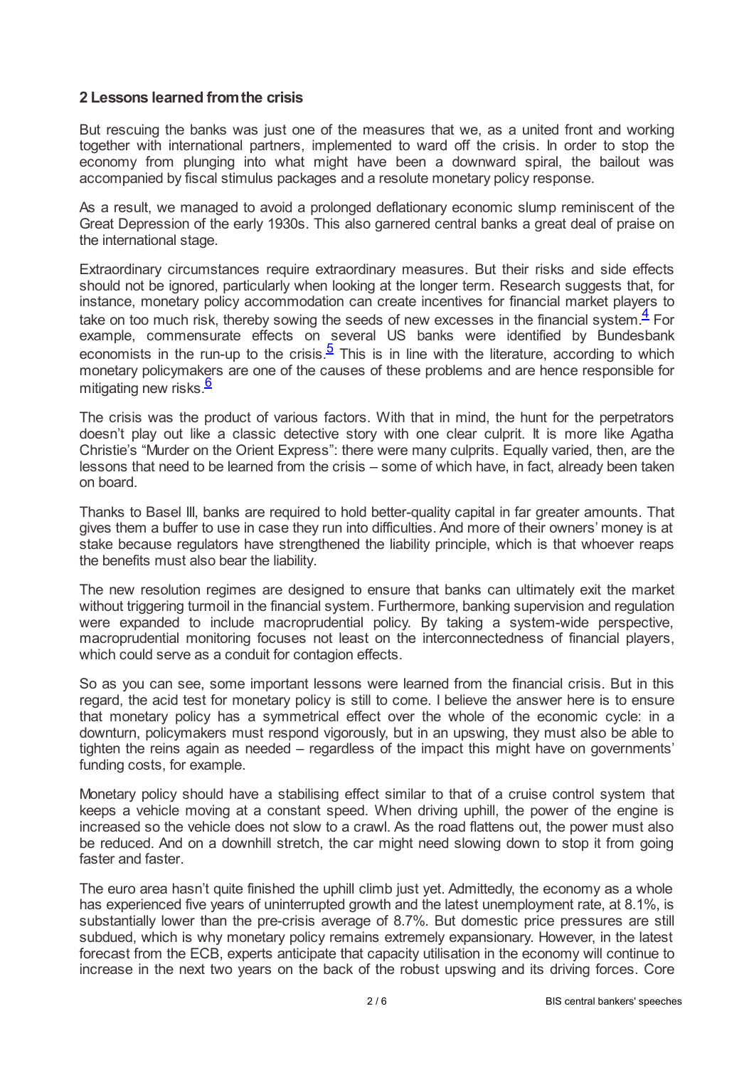## 2 Lessons learned from the crisis

But rescuing the banks was just one of the measures that we, as a united front and working together with international partners, implemented to ward off the crisis. In order to stop the economy from plunging into what might have been a downward spiral, the bailout was accompanied by fiscal stimulus packages and a resolute monetary policy response.

As a result, we managed to avoid a prolonged deflationary economic slump reminiscent of the Great Depression of the early 1930s. This also garnered central banks a great deal of praise on the international stage.

Extraordinary circumstances require extraordinary measures. But their risks and side effects should not be ignored, particularly when looking at the longer term. Research suggests that, for instance, monetary policy accommodation can create incentives for financial market players to take on too much risk, thereby sowing the seeds of new excesses in the financial system.[4] For example, commensurate effects on several US banks were identified by Bundesbank economists in the run-up to the crisis.[5] This is in line with the literature, according to which monetary policymakers are one of the causes of these problems and are hence responsible for mitigating new risks.[6]

The crisis was the product of various factors. With that in mind, the hunt for the perpetrators doesn't play out like a classic detective story with one clear culprit. It is more like Agatha Christie's "Murder on the Orient Express": there were many culprits. Equally varied, then, are the lessons that need to be learned from the crisis – some of which have, in fact, already been taken on board.

Thanks to Basel III, banks are required to hold better-quality capital in far greater amounts. That gives them a buffer to use in case they run into difficulties. And more of their owners' money is at stake because regulators have strengthened the liability principle, which is that whoever reaps the benefits must also bear the liability.

The new resolution regimes are designed to ensure that banks can ultimately exit the market without triggering turmoil in the financial system. Furthermore, banking supervision and regulation were expanded to include macroprudential policy. By taking a system-wide perspective, macroprudential monitoring focuses not least on the interconnectedness of financial players, which could serve as a conduit for contagion effects.

So as you can see, some important lessons were learned from the financial crisis. But in this regard, the acid test for monetary policy is still to come. I believe the answer here is to ensure that monetary policy has a symmetrical effect over the whole of the economic cycle: in a downturn, policymakers must respond vigorously, but in an upswing, they must also be able to tighten the reins again as needed – regardless of the impact this might have on governments' funding costs, for example.

Monetary policy should have a stabilising effect similar to that of a cruise control system that keeps a vehicle moving at a constant speed. When driving uphill, the power of the engine is increased so the vehicle does not slow to a crawl. As the road flattens out, the power must also be reduced. And on a downhill stretch, the car might need slowing down to stop it from going faster and faster.

The euro area hasn't quite finished the uphill climb just yet. Admittedly, the economy as a whole has experienced five years of uninterrupted growth and the latest unemployment rate, at 8.1%, is substantially lower than the pre-crisis average of 8.7%. But domestic price pressures are still subdued, which is why monetary policy remains extremely expansionary. However, in the latest forecast from the ECB, experts anticipate that capacity utilisation in the economy will continue to increase in the next two years on the back of the robust upswing and its driving forces. Core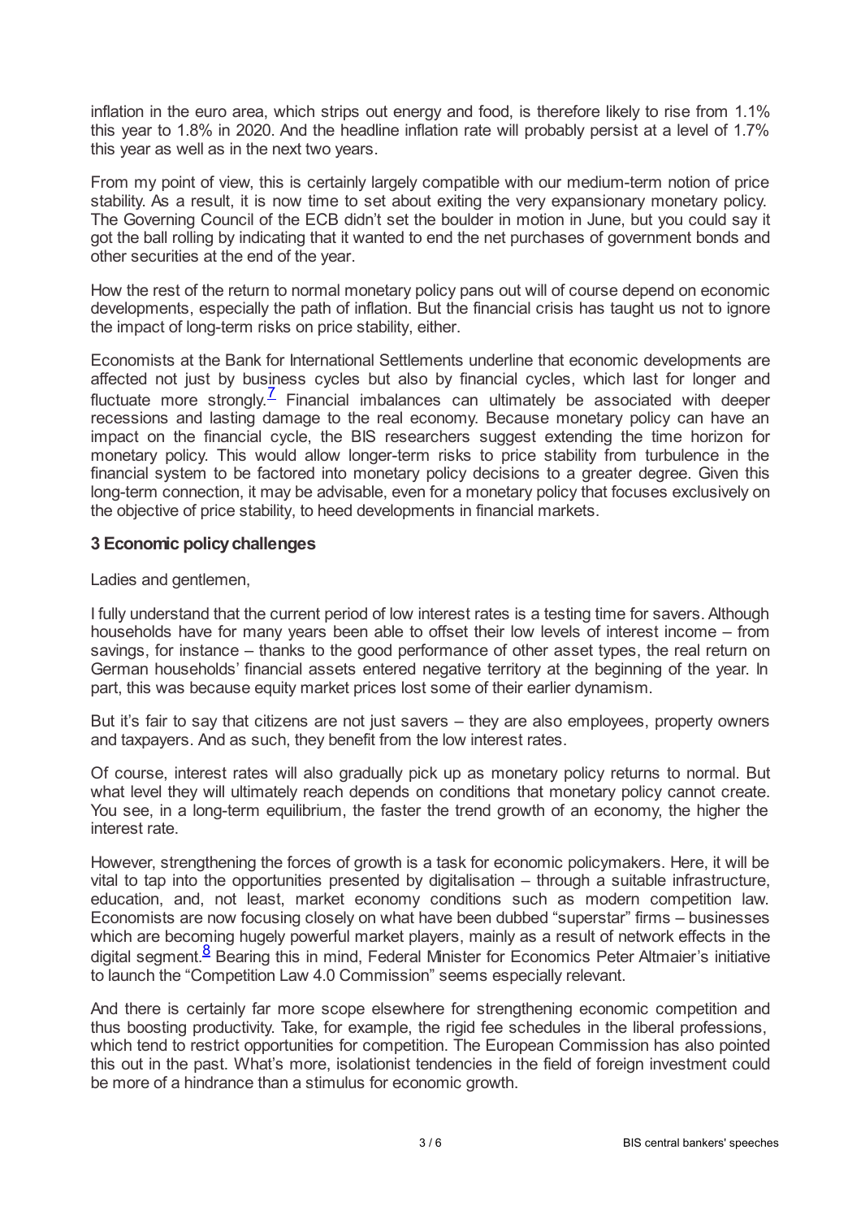inflation in the euro area, which strips out energy and food, is therefore likely to rise from 1.1% this year to 1.8% in 2020. And the headline inflation rate will probably persist at a level of 1.7% this year as well as in the next two years.

From my point of view, this is certainly largely compatible with our medium-term notion of price stability. As a result, it is now time to set about exiting the very expansionary monetary policy. The Governing Council of the ECB didn't set the boulder in motion in June, but you could say it got the ball rolling by indicating that it wanted to end the net purchases of government bonds and other securities at the end of the year.

How the rest of the return to normal monetary policy pans out will of course depend on economic developments, especially the path of inflation. But the financial crisis has taught us not to ignore the impact of long-term risks on price stability, either.

Economists at the Bank for International Settlements underline that economic developments are affected not just by business cycles but also by financial cycles, which last for longer and fluctuate more strongly.[7] Financial imbalances can ultimately be associated with deeper recessions and lasting damage to the real economy. Because monetary policy can have an impact on the financial cycle, the BIS researchers suggest extending the time horizon for monetary policy. This would allow longer-term risks to price stability from turbulence in the financial system to be factored into monetary policy decisions to a greater degree. Given this long-term connection, it may be advisable, even for a monetary policy that focuses exclusively on the objective of price stability, to heed developments in financial markets.

## 3 Economic policy challenges

Ladies and gentlemen,

I fully understand that the current period of low interest rates is a testing time for savers. Although households have for many years been able to offset their low levels of interest income – from savings, for instance – thanks to the good performance of other asset types, the real return on German households' financial assets entered negative territory at the beginning of the year. In part, this was because equity market prices lost some of their earlier dynamism.

But it's fair to say that citizens are not just savers – they are also employees, property owners and taxpayers. And as such, they benefit from the low interest rates.

Of course, interest rates will also gradually pick up as monetary policy returns to normal. But what level they will ultimately reach depends on conditions that monetary policy cannot create. You see, in a long-term equilibrium, the faster the trend growth of an economy, the higher the interest rate.

However, strengthening the forces of growth is a task for economic policymakers. Here, it will be vital to tap into the opportunities presented by digitalisation – through a suitable infrastructure, education, and, not least, market economy conditions such as modern competition law. Economists are now focusing closely on what have been dubbed "superstar" firms – businesses which are becoming hugely powerful market players, mainly as a result of network effects in the digital segment.[8] Bearing this in mind, Federal Minister for Economics Peter Altmaier's initiative to launch the "Competition Law 4.0 Commission" seems especially relevant.

And there is certainly far more scope elsewhere for strengthening economic competition and thus boosting productivity. Take, for example, the rigid fee schedules in the liberal professions, which tend to restrict opportunities for competition. The European Commission has also pointed this out in the past. What's more, isolationist tendencies in the field of foreign investment could be more of a hindrance than a stimulus for economic growth.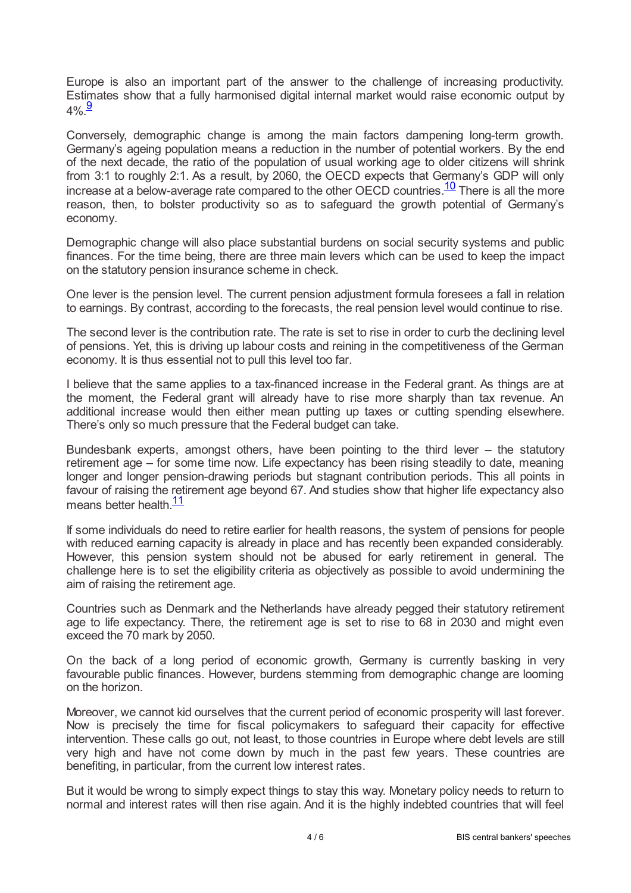Europe is also an important part of the answer to the challenge of increasing productivity. Estimates show that a fully harmonised digital internal market would raise economic output by 4%.[9]

Conversely, demographic change is among the main factors dampening long-term growth. Germany's ageing population means a reduction in the number of potential workers. By the end of the next decade, the ratio of the population of usual working age to older citizens will shrink from 3:1 to roughly 2:1. As a result, by 2060, the OECD expects that Germany's GDP will only increase at a below-average rate compared to the other OECD countries.[10] There is all the more reason, then, to bolster productivity so as to safeguard the growth potential of Germany's economy.

Demographic change will also place substantial burdens on social security systems and public finances. For the time being, there are three main levers which can be used to keep the impact on the statutory pension insurance scheme in check.

One lever is the pension level. The current pension adjustment formula foresees a fall in relation to earnings. By contrast, according to the forecasts, the real pension level would continue to rise.

The second lever is the contribution rate. The rate is set to rise in order to curb the declining level of pensions. Yet, this is driving up labour costs and reining in the competitiveness of the German economy. It is thus essential not to pull this level too far.

I believe that the same applies to a tax-financed increase in the Federal grant. As things are at the moment, the Federal grant will already have to rise more sharply than tax revenue. An additional increase would then either mean putting up taxes or cutting spending elsewhere. There's only so much pressure that the Federal budget can take.

Bundesbank experts, amongst others, have been pointing to the third lever – the statutory retirement age – for some time now. Life expectancy has been rising steadily to date, meaning longer and longer pension-drawing periods but stagnant contribution periods. This all points in favour of raising the retirement age beyond 67. And studies show that higher life expectancy also means better health.[11]

If some individuals do need to retire earlier for health reasons, the system of pensions for people with reduced earning capacity is already in place and has recently been expanded considerably. However, this pension system should not be abused for early retirement in general. The challenge here is to set the eligibility criteria as objectively as possible to avoid undermining the aim of raising the retirement age.

Countries such as Denmark and the Netherlands have already pegged their statutory retirement age to life expectancy. There, the retirement age is set to rise to 68 in 2030 and might even exceed the 70 mark by 2050.

On the back of a long period of economic growth, Germany is currently basking in very favourable public finances. However, burdens stemming from demographic change are looming on the horizon.

Moreover, we cannot kid ourselves that the current period of economic prosperity will last forever. Now is precisely the time for fiscal policymakers to safeguard their capacity for effective intervention. These calls go out, not least, to those countries in Europe where debt levels are still very high and have not come down by much in the past few years. These countries are benefiting, in particular, from the current low interest rates.

But it would be wrong to simply expect things to stay this way. Monetary policy needs to return to normal and interest rates will then rise again. And it is the highly indebted countries that will feel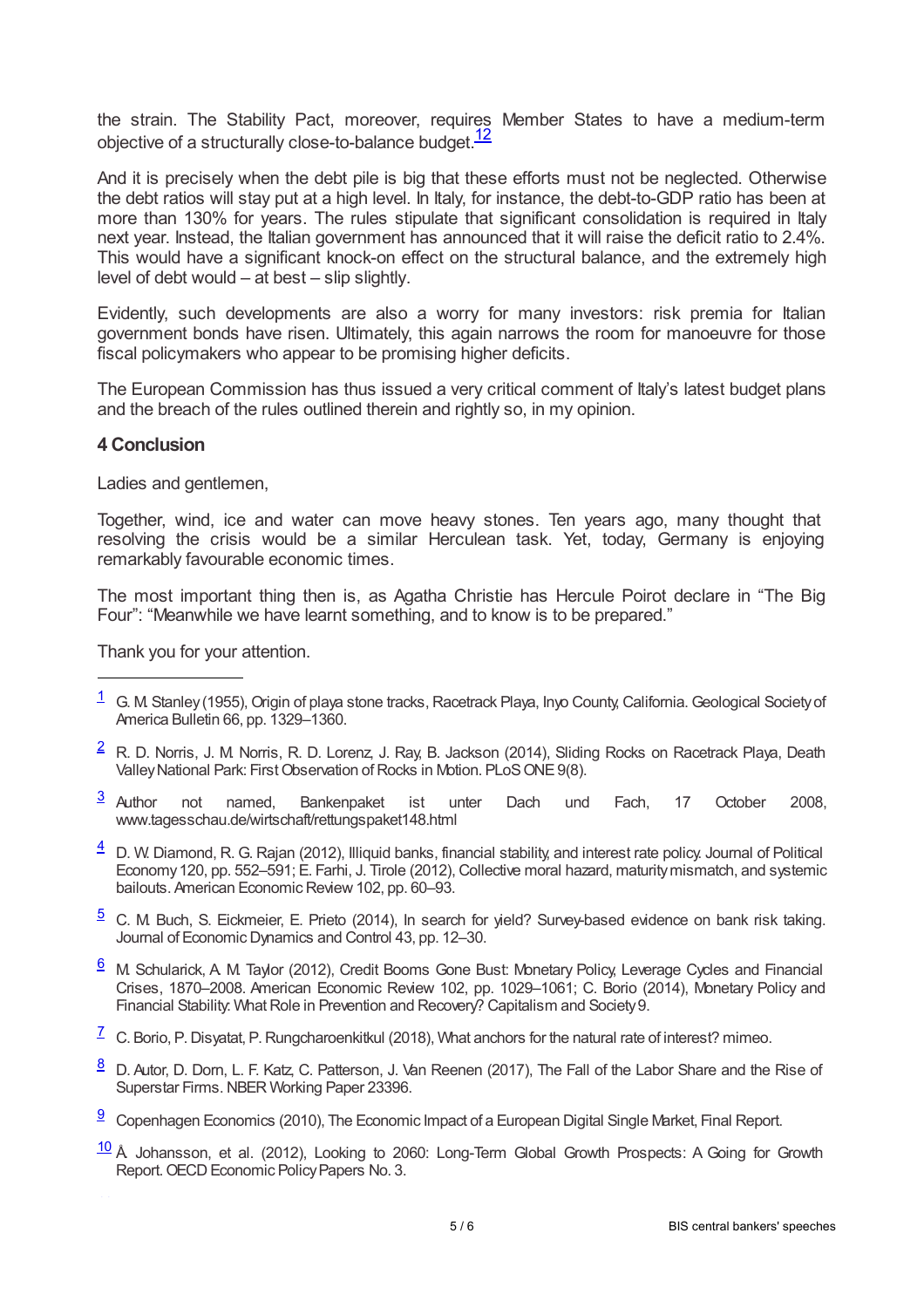the strain. The Stability Pact, moreover, requires Member States to have a medium-term objective of a structurally close-to-balance budget.[12]

And it is precisely when the debt pile is big that these efforts must not be neglected. Otherwise the debt ratios will stay put at a high level. In Italy, for instance, the debt-to-GDP ratio has been at more than 130% for years. The rules stipulate that significant consolidation is required in Italy next year. Instead, the Italian government has announced that it will raise the deficit ratio to 2.4%. This would have a significant knock-on effect on the structural balance, and the extremely high level of debt would – at best – slip slightly.

Evidently, such developments are also a worry for many investors: risk premia for Italian government bonds have risen. Ultimately, this again narrows the room for manoeuvre for those fiscal policymakers who appear to be promising higher deficits.

The European Commission has thus issued a very critical comment of Italy's latest budget plans and the breach of the rules outlined therein and rightly so, in my opinion.

### 4 Conclusion

Ladies and gentlemen,

Together, wind, ice and water can move heavy stones. Ten years ago, many thought that resolving the crisis would be a similar Herculean task. Yet, today, Germany is enjoying remarkably favourable economic times.

The most important thing then is, as Agatha Christie has Hercule Poirot declare in "The Big Four": "Meanwhile we have learnt something, and to know is to be prepared."

Thank you for your attention.

---

[1] G. M. Stanley (1955), Origin of playa stone tracks, Racetrack Playa, Inyo County, California. Geological Society of America Bulletin 66, pp. 1329–1360.

[2] R. D. Norris, J. M. Norris, R. D. Lorenz, J. Ray, B. Jackson (2014), Sliding Rocks on Racetrack Playa, Death Valley National Park: First Observation of Rocks in Motion. PLoS ONE 9(8).

[3] Author not named, Bankenpaket ist unter Dach und Fach, 17 October 2008, www.tagesschau.de/wirtschaft/rettungspaket148.html

[4] D. W. Diamond, R. G. Rajan (2012), Illiquid banks, financial stability, and interest rate policy. Journal of Political Economy 120, pp. 552–591; E. Farhi, J. Tirole (2012), Collective moral hazard, maturity mismatch, and systemic bailouts. American Economic Review 102, pp. 60–93.

[5] C. M. Buch, S. Eickmeier, E. Prieto (2014), In search for yield? Survey-based evidence on bank risk taking. Journal of Economic Dynamics and Control 43, pp. 12–30.

[6] M. Schularick, A. M. Taylor (2012), Credit Booms Gone Bust: Monetary Policy, Leverage Cycles and Financial Crises, 1870–2008. American Economic Review 102, pp. 1029–1061; C. Borio (2014), Monetary Policy and Financial Stability: What Role in Prevention and Recovery? Capitalism and Society 9.

[7] C. Borio, P. Disyatat, P. Rungcharoenkitkul (2018), What anchors for the natural rate of interest? mimeo.

[8] D. Autor, D. Dorn, L. F. Katz, C. Patterson, J. Van Reenen (2017), The Fall of the Labor Share and the Rise of Superstar Firms. NBER Working Paper 23396.

[9] Copenhagen Economics (2010), The Economic Impact of a European Digital Single Market, Final Report.

[10] Å. Johansson, et al. (2012), Looking to 2060: Long-Term Global Growth Prospects: A Going for Growth Report. OECD Economic Policy Papers No. 3.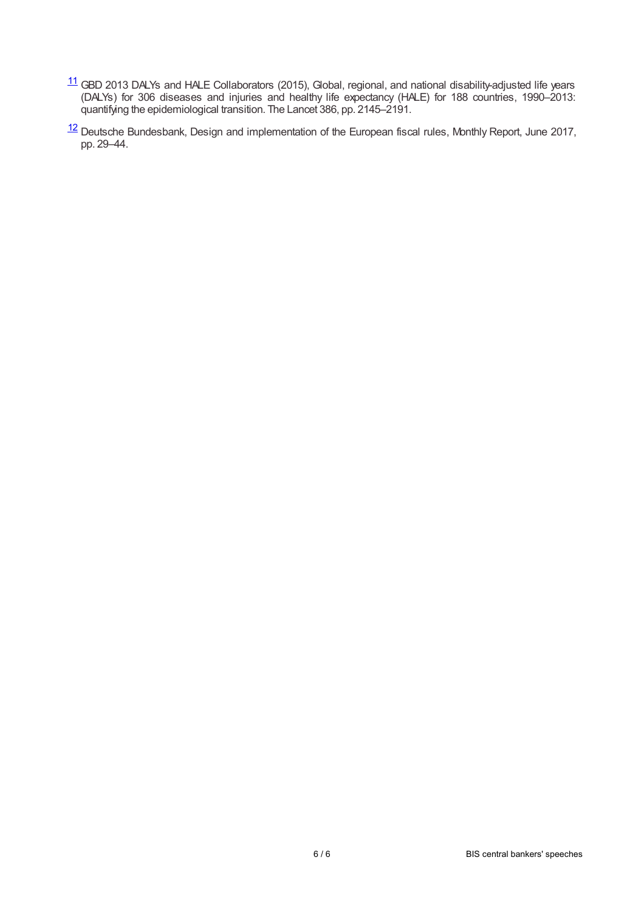[11] GBD 2013 DALYs and HALE Collaborators (2015), Global, regional, and national disability-adjusted life years (DALYs) for 306 diseases and injuries and healthy life expectancy (HALE) for 188 countries, 1990–2013: quantifying the epidemiological transition. The Lancet 386, pp. 2145–2191.

[12] Deutsche Bundesbank, Design and implementation of the European fiscal rules, Monthly Report, June 2017, pp. 29–44.